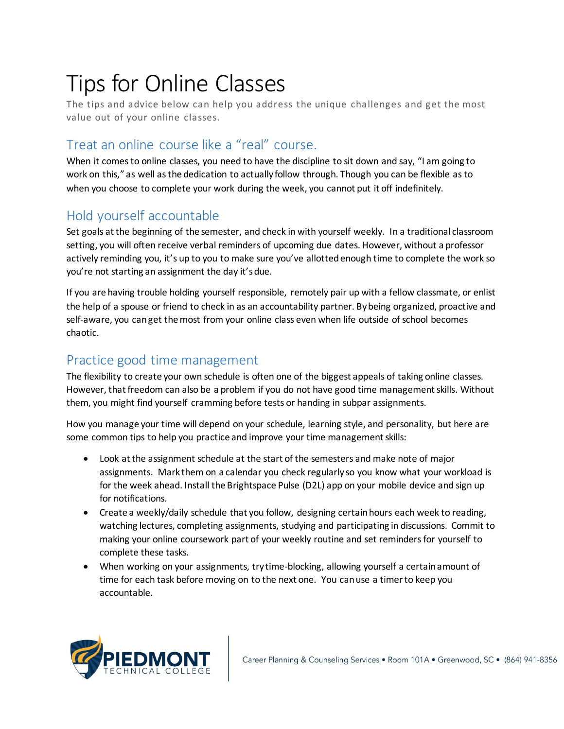# Tips for Online Classes

The tips and advice below can help you address the unique challenges and get the most value out of your online classes.

## Treat an online course like a "real" course.

When it comes to online classes, you need to have the discipline to sit down and say, "I am going to work on this," as well as the dedication to actually follow through. Though you can be flexible as to when you choose to complete your work during the week, you cannot put it off indefinitely.

## Hold yourself accountable

Set goals at the beginning of the semester, and check in with yourself weekly. In a traditional classroom setting, you will often receive verbal reminders of upcoming due dates. However, without a professor actively reminding you, it's up to you to make sure you've allotted enough time to complete the work so you're not starting an assignment the day it's due.

If you are having trouble holding yourself responsible, remotely pair up with a fellow classmate, or enlist the help of a spouse or friend to check in as an accountability partner. By being organized, proactive and self-aware, you can get the most from your online class even when life outside of school becomes chaotic.

## Practice good time management

The flexibility to create your own schedule is often one of the biggest appeals of taking online classes. However, that freedom can also be a problem if you do not have good time management skills. Without them, you might find yourself cramming before tests or handing in subpar assignments.

How you manage your time will depend on your schedule, learning style, and personality, but here are some common tips to help you practice and improve your time management skills:

- Look at the assignment schedule at the start of the semesters and make note of major assignments. Mark them on a calendar you check regularly so you know what your workload is for the week ahead. Install the Brightspace Pulse (D2L) app on your mobile device and sign up for notifications.
- Create a weekly/daily schedule that you follow, designing certain hours each week to reading, watching lectures, completing assignments, studying and participating in discussions. Commit to making your online coursework part of your weekly routine and set reminders for yourself to complete these tasks.
- When working on your assignments, try time-blocking, allowing yourself a certain amount of time for each task before moving on to the next one. You can use a timer to keep you accountable.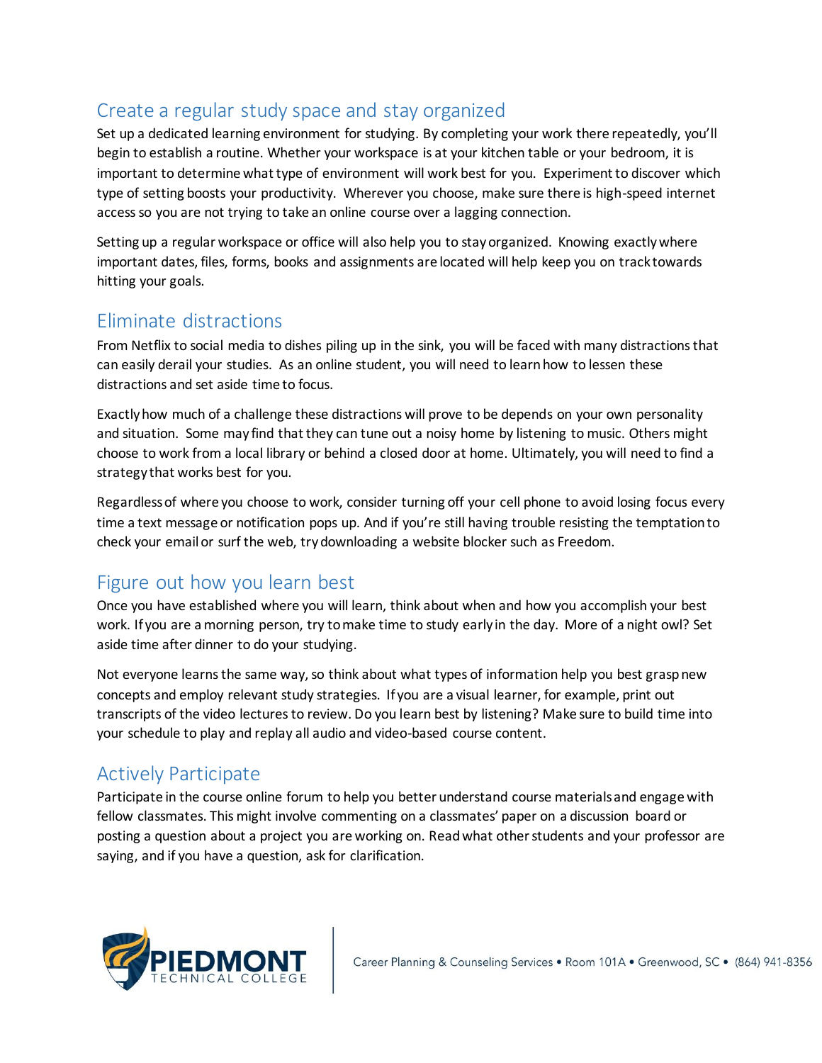## Create a regular study space and stay organized

Set up a dedicated learning environment for studying. By completing your work there repeatedly, you'll begin to establish a routine. Whether your workspace is at your kitchen table or your bedroom, it is important to determine what type of environment will work best for you. Experiment to discover which type of setting boosts your productivity. Wherever you choose, make sure there is high-speed internet access so you are not trying to take an online course over a lagging connection.

Setting up a regular workspace or office will also help you to stay organized. Knowing exactly where important dates, files, forms, books and assignments are located will help keep you on track towards hitting your goals.

## Eliminate distractions

From Netflix to social media to dishes piling up in the sink, you will be faced with many distractions that can easily derail your studies. As an online student, you will need to learn how to lessen these distractions and set aside time to focus.

Exactly how much of a challenge these distractions will prove to be depends on your own personality and situation. Some may find that they can tune out a noisy home by listening to music. Others might choose to work from a local library or behind a closed door at home. Ultimately, you will need to find a strategy that works best for you.

Regardless of where you choose to work, consider turning off your cell phone to avoid losing focus every time a text message or notification pops up. And if you're still having trouble resisting the temptation to check your email or surf the web, try downloading a website blocker such as Freedom.

## Figure out how you learn best

Once you have established where you will learn, think about when and how you accomplish your best work. If you are a morning person, try to make time to study early in the day. More of a night owl? Set aside time after dinner to do your studying.

Not everyone learns the same way, so think about what types of information help you best grasp new concepts and employ relevant study strategies. If you are a visual learner, for example, print out transcripts of the video lectures to review. Do you learn best by listening? Make sure to build time into your schedule to play and replay all audio and video-based course content.

## Actively Participate

Participate in the course online forum to help you better understand course materials and engage with fellow classmates. This might involve commenting on a classmates' paper on a discussion board or posting a question about a project you are working on. Read what other students and your professor are saying, and if you have a question, ask for clarification.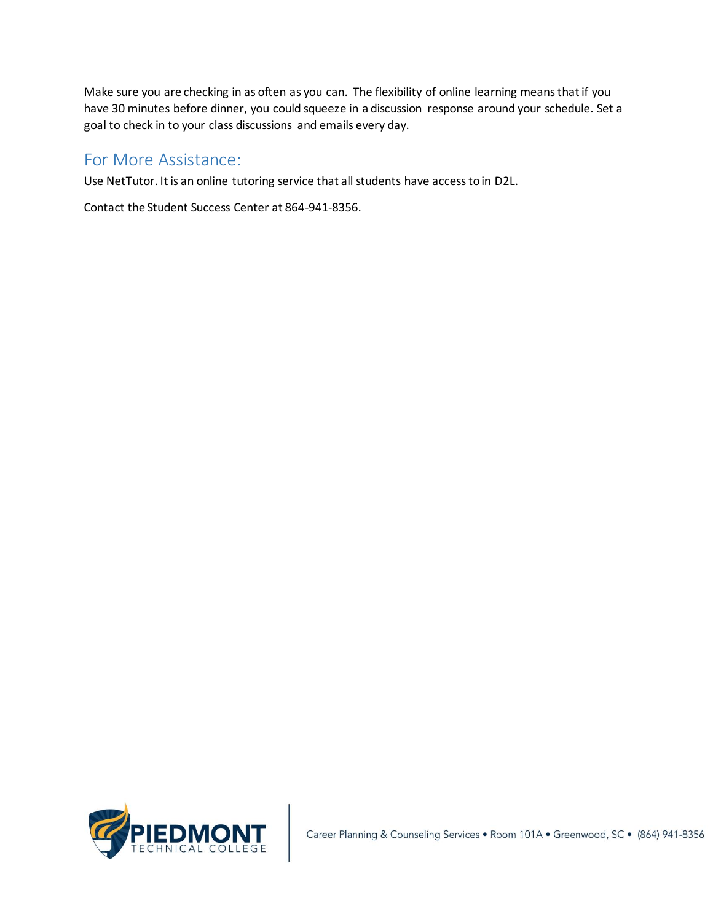Make sure you are checking in as often as you can. The flexibility of online learning means that if you have 30 minutes before dinner, you could squeeze in a discussion response around your schedule. Set a goal to check in to your class discussions and emails every day.

## For More Assistance:

Use NetTutor. It is an online tutoring service that all students have access to in D2L.

Contact the Student Success Center at 864-941-8356.